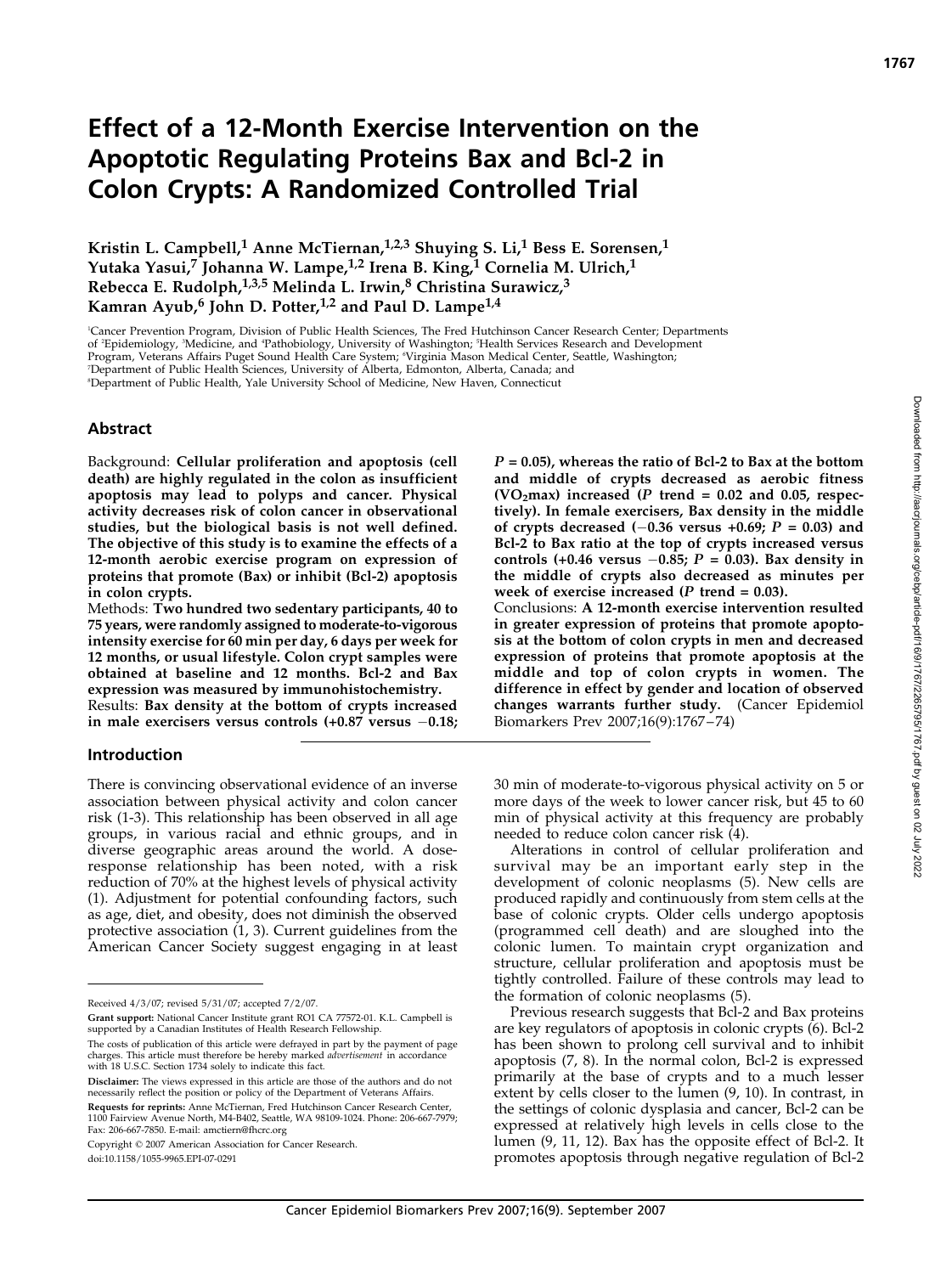# Effect of a 12-Month Exercise Intervention on the Apoptotic Regulating Proteins Bax and Bcl-2 in Colon Crypts: A Randomized Controlled Trial

**Kristin L. Campbell,[1] Anne McTiernan,[1,2,3] Shuying S. Li,[1] Bess E. Sorensen,[1] Yutaka Yasui,[7] Johanna W. Lampe,[1,2] Irena B. King,[1] Cornelia M. Ulrich,[1] Rebecca E. Rudolph,[1,3,5] Melinda L. Irwin,[8] Christina Surawicz,[3] Kamran Ayub,[6] John D. Potter,[1,2] and Paul D. Lampe[1,4]**

[1]Cancer Prevention Program, Division of Public Health Sciences, The Fred Hutchinson Cancer Research Center; Departments of [2]Epidemiology, [3]Medicine, and [4]Pathobiology, University of Washington; [5]Health Services Research and Development Program, Veterans Affairs Puget Sound Health Care System; [6]Virginia Mason Medical Center, Seattle, Washington; [7]Department of Public Health Sciences, University of Alberta, Edmonton, Alberta, Canada; and [8]Department of Public Health, Yale University School of Medicine, New Haven, Connecticut

## Abstract

Background: **Cellular proliferation and apoptosis (cell death) are highly regulated in the colon as insufficient apoptosis may lead to polyps and cancer. Physical activity decreases risk of colon cancer in observational studies, but the biological basis is not well defined. The objective of this study is to examine the effects of a 12-month aerobic exercise program on expression of proteins that promote (Bax) or inhibit (Bcl-2) apoptosis in colon crypts.**

Methods: **Two hundred two sedentary participants, 40 to 75 years, were randomly assigned to moderate-to-vigorous intensity exercise for 60 min per day, 6 days per week for 12 months, or usual lifestyle. Colon crypt samples were obtained at baseline and 12 months. Bcl-2 and Bax expression was measured by immunohistochemistry.**

Results: **Bax density at the bottom of crypts increased in male exercisers versus controls (+0.87 versus −0.18; $P = 0.05$), whereas the ratio of Bcl-2 to Bax at the bottom and middle of crypts decreased as aerobic fitness ($VO_2$max) increased ($P$ trend = 0.02 and 0.05, respectively). In female exercisers, Bax density in the middle of crypts decreased (−0.36 versus +0.69; $P = 0.03$) and Bcl-2 to Bax ratio at the top of crypts increased versus controls (+0.46 versus −0.85; $P = 0.03$). Bax density in the middle of crypts also decreased as minutes per week of exercise increased ($P$ trend = 0.03).**

Conclusions: **A 12-month exercise intervention resulted in greater expression of proteins that promote apoptosis at the bottom of colon crypts in men and decreased expression of proteins that promote apoptosis at the middle and top of colon crypts in women. The difference in effect by gender and location of observed changes warrants further study.** (Cancer Epidemiol Biomarkers Prev 2007;16(9):1767–74)

## Introduction

There is convincing observational evidence of an inverse association between physical activity and colon cancer risk (1-3). This relationship has been observed in all age groups, in various racial and ethnic groups, and in diverse geographic areas around the world. A dose-response relationship has been noted, with a risk reduction of 70% at the highest levels of physical activity (1). Adjustment for potential confounding factors, such as age, diet, and obesity, does not diminish the observed protective association (1, 3). Current guidelines from the American Cancer Society suggest engaging in at least 30 min of moderate-to-vigorous physical activity on 5 or more days of the week to lower cancer risk, but 45 to 60 min of physical activity at this frequency are probably needed to reduce colon cancer risk (4).

Alterations in control of cellular proliferation and survival may be an important early step in the development of colonic neoplasms (5). New cells are produced rapidly and continuously from stem cells at the base of colonic crypts. Older cells undergo apoptosis (programmed cell death) and are sloughed into the colonic lumen. To maintain crypt organization and structure, cellular proliferation and apoptosis must be tightly controlled. Failure of these controls may lead to the formation of colonic neoplasms (5).

Previous research suggests that Bcl-2 and Bax proteins are key regulators of apoptosis in colonic crypts (6). Bcl-2 has been shown to prolong cell survival and to inhibit apoptosis (7, 8). In the normal colon, Bcl-2 is expressed primarily at the base of crypts and to a much lesser extent by cells closer to the lumen (9, 10). In contrast, in the settings of colonic dysplasia and cancer, Bcl-2 can be expressed at relatively high levels in cells close to the lumen (9, 11, 12). Bax has the opposite effect of Bcl-2. It promotes apoptosis through negative regulation of Bcl-2

---

Received 4/3/07; revised 5/31/07; accepted 7/2/07.

**Grant support:** National Cancer Institute grant RO1 CA 77572-01. K.L. Campbell is supported by a Canadian Institutes of Health Research Fellowship.

The costs of publication of this article were defrayed in part by the payment of page charges. This article must therefore be hereby marked *advertisement* in accordance with 18 U.S.C. Section 1734 solely to indicate this fact.

**Disclaimer:** The views expressed in this article are those of the authors and do not necessarily reflect the position or policy of the Department of Veterans Affairs.

**Requests for reprints:** Anne McTiernan, Fred Hutchinson Cancer Research Center, 1100 Fairview Avenue North, M4-B402, Seattle, WA 98109-1024. Phone: 206-667-7979; Fax: 206-667-7850. E-mail: amctiern@fhcrc.org

Copyright © 2007 American Association for Cancer Research.

doi:10.1158/1055-9965.EPI-07-0291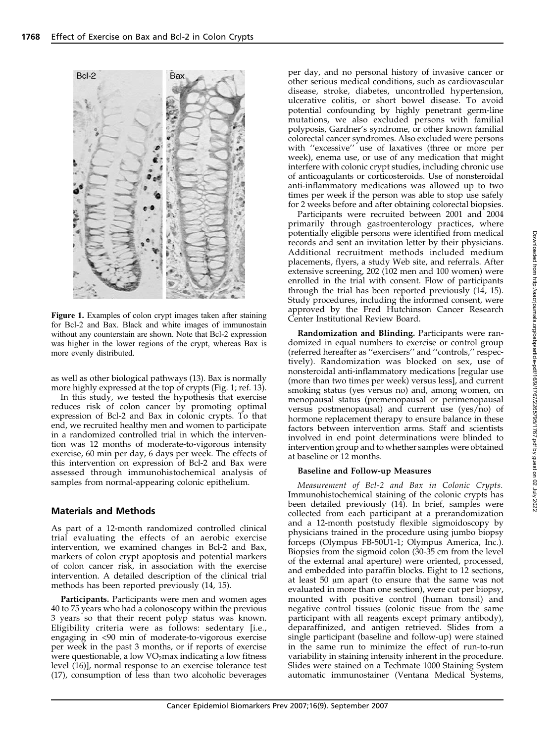**Figure 1.** Examples of colon crypt images taken after staining for Bcl-2 and Bax. Black and white images of immunostain without any counterstain are shown. Note that Bcl-2 expression was higher in the lower regions of the crypt, whereas Bax is more evenly distributed.

as well as other biological pathways (13). Bax is normally more highly expressed at the top of crypts (Fig. 1; ref. 13).

In this study, we tested the hypothesis that exercise reduces risk of colon cancer by promoting optimal expression of Bcl-2 and Bax in colonic crypts. To that end, we recruited healthy men and women to participate in a randomized controlled trial in which the intervention was 12 months of moderate-to-vigorous intensity exercise, 60 min per day, 6 days per week. The effects of this intervention on expression of Bcl-2 and Bax were assessed through immunohistochemical analysis of samples from normal-appearing colonic epithelium.

## Materials and Methods

As part of a 12-month randomized controlled clinical trial evaluating the effects of an aerobic exercise intervention, we examined changes in Bcl-2 and Bax, markers of colon crypt apoptosis and potential markers of colon cancer risk, in association with the exercise intervention. A detailed description of the clinical trial methods has been reported previously (14, 15).

**Participants.** Participants were men and women ages 40 to 75 years who had a colonoscopy within the previous 3 years so that their recent polyp status was known. Eligibility criteria were as follows: sedentary [i.e., engaging in <90 min of moderate-to-vigorous exercise per week in the past 3 months, or if reports of exercise were questionable, a low $VO_2$max indicating a low fitness level (16)], normal response to an exercise tolerance test (17), consumption of less than two alcoholic beverages per day, and no personal history of invasive cancer or other serious medical conditions, such as cardiovascular disease, stroke, diabetes, uncontrolled hypertension, ulcerative colitis, or short bowel disease. To avoid potential confounding by highly penetrant germ-line mutations, we also excluded persons with familial polyposis, Gardner's syndrome, or other known familial colorectal cancer syndromes. Also excluded were persons with ''excessive'' use of laxatives (three or more per week), enema use, or use of any medication that might interfere with colonic crypt studies, including chronic use of anticoagulants or corticosteroids. Use of nonsteroidal anti-inflammatory medications was allowed up to two times per week if the person was able to stop use safely for 2 weeks before and after obtaining colorectal biopsies.

Participants were recruited between 2001 and 2004 primarily through gastroenterology practices, where potentially eligible persons were identified from medical records and sent an invitation letter by their physicians. Additional recruitment methods included medium placements, flyers, a study Web site, and referrals. After extensive screening, 202 (102 men and 100 women) were enrolled in the trial with consent. Flow of participants through the trial has been reported previously (14, 15). Study procedures, including the informed consent, were approved by the Fred Hutchinson Cancer Research Center Institutional Review Board.

**Randomization and Blinding.** Participants were randomized in equal numbers to exercise or control group (referred hereafter as ''exercisers'' and ''controls,'' respectively). Randomization was blocked on sex, use of nonsteroidal anti-inflammatory medications [regular use (more than two times per week) versus less], and current smoking status (yes versus no) and, among women, on menopausal status (premenopausal or perimenopausal versus postmenopausal) and current use (yes/no) of hormone replacement therapy to ensure balance in these factors between intervention arms. Staff and scientists involved in end point determinations were blinded to intervention group and to whether samples were obtained at baseline or 12 months.

### Baseline and Follow-up Measures

*Measurement of Bcl-2 and Bax in Colonic Crypts.* Immunohistochemical staining of the colonic crypts has been detailed previously (14). In brief, samples were collected from each participant at a prerandomization and a 12-month poststudy flexible sigmoidoscopy by physicians trained in the procedure using jumbo biopsy forceps (Olympus FB-50U1-1; Olympus America, Inc.). Biopsies from the sigmoid colon (30-35 cm from the level of the external anal aperture) were oriented, processed, and embedded into paraffin blocks. Eight to 12 sections, at least 50 μm apart (to ensure that the same was not evaluated in more than one section), were cut per biopsy, mounted with positive control (human tonsil) and negative control tissues (colonic tissue from the same participant with all reagents except primary antibody), deparaffinized, and antigen retrieved. Slides from a single participant (baseline and follow-up) were stained in the same run to minimize the effect of run-to-run variability in staining intensity inherent in the procedure. Slides were stained on a Techmate 1000 Staining System automatic immunostainer (Ventana Medical Systems,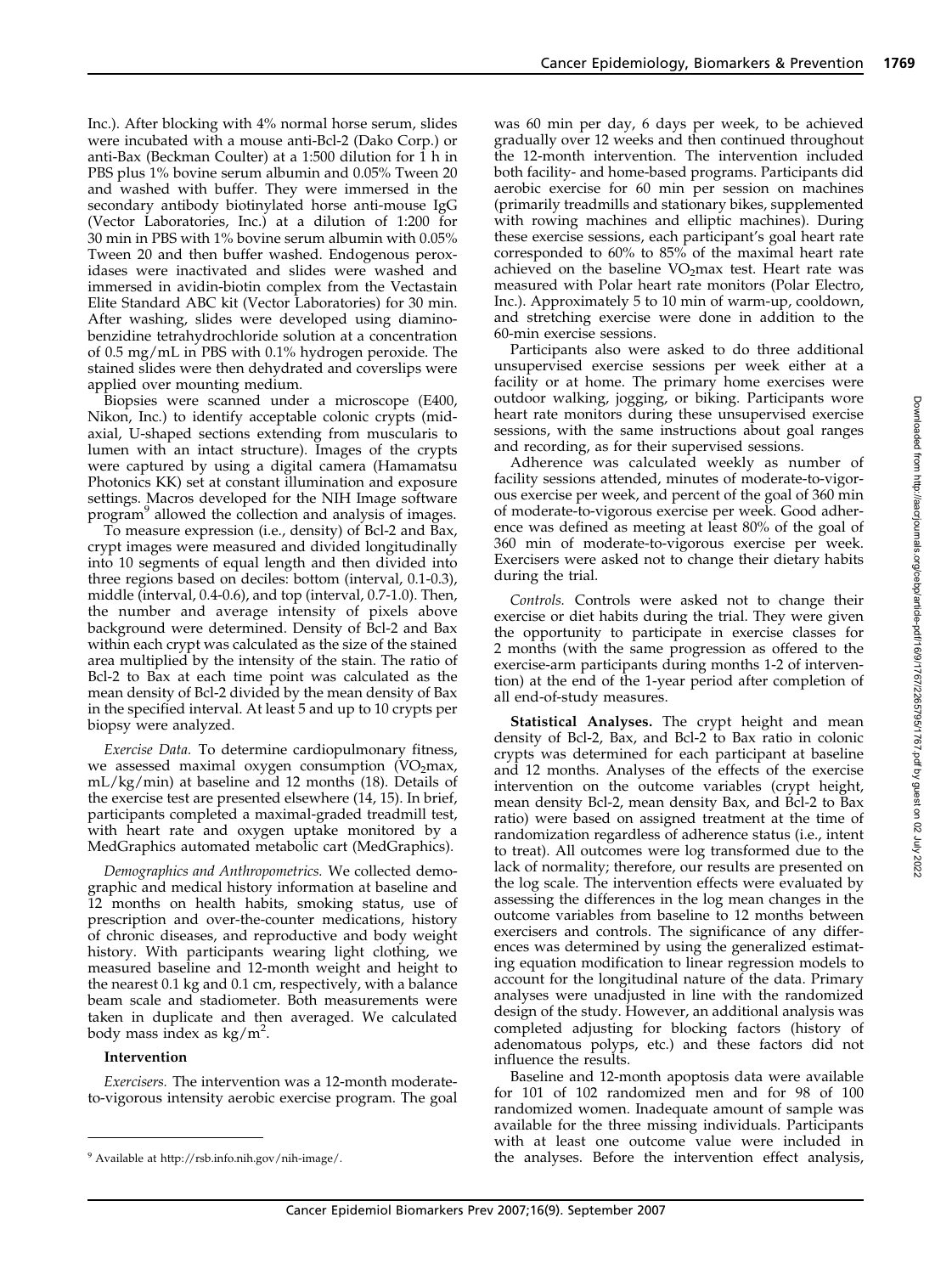Inc.). After blocking with 4% normal horse serum, slides were incubated with a mouse anti-Bcl-2 (Dako Corp.) or anti-Bax (Beckman Coulter) at a 1:500 dilution for 1 h in PBS plus 1% bovine serum albumin and 0.05% Tween 20 and washed with buffer. They were immersed in the secondary antibody biotinylated horse anti-mouse IgG (Vector Laboratories, Inc.) at a dilution of 1:200 for 30 min in PBS with 1% bovine serum albumin with 0.05% Tween 20 and then buffer washed. Endogenous peroxidases were inactivated and slides were washed and immersed in avidin-biotin complex from the Vectastain Elite Standard ABC kit (Vector Laboratories) for 30 min. After washing, slides were developed using diaminobenzidine tetrahydrochloride solution at a concentration of 0.5 mg/mL in PBS with 0.1% hydrogen peroxide. The stained slides were then dehydrated and coverslips were applied over mounting medium.

Biopsies were scanned under a microscope (E400, Nikon, Inc.) to identify acceptable colonic crypts (mid-axial, U-shaped sections extending from muscularis to lumen with an intact structure). Images of the crypts were captured by using a digital camera (Hamamatsu Photonics KK) set at constant illumination and exposure settings. Macros developed for the NIH Image software program[9] allowed the collection and analysis of images.

To measure expression (i.e., density) of Bcl-2 and Bax, crypt images were measured and divided longitudinally into 10 segments of equal length and then divided into three regions based on deciles: bottom (interval, 0.1-0.3), middle (interval, 0.4-0.6), and top (interval, 0.7-1.0). Then, the number and average intensity of pixels above background were determined. Density of Bcl-2 and Bax within each crypt was calculated as the size of the stained area multiplied by the intensity of the stain. The ratio of Bcl-2 to Bax at each time point was calculated as the mean density of Bcl-2 divided by the mean density of Bax in the specified interval. At least 5 and up to 10 crypts per biopsy were analyzed.

*Exercise Data.* To determine cardiopulmonary fitness, we assessed maximal oxygen consumption ($VO_2$max, mL/kg/min) at baseline and 12 months (18). Details of the exercise test are presented elsewhere (14, 15). In brief, participants completed a maximal-graded treadmill test, with heart rate and oxygen uptake monitored by a MedGraphics automated metabolic cart (MedGraphics).

*Demographics and Anthropometrics.* We collected demographic and medical history information at baseline and 12 months on health habits, smoking status, use of prescription and over-the-counter medications, history of chronic diseases, and reproductive and body weight history. With participants wearing light clothing, we measured baseline and 12-month weight and height to the nearest 0.1 kg and 0.1 cm, respectively, with a balance beam scale and stadiometer. Both measurements were taken in duplicate and then averaged. We calculated body mass index as $kg/m^2$.

**Intervention**

*Exercisers.* The intervention was a 12-month moderate-to-vigorous intensity aerobic exercise program. The goal was 60 min per day, 6 days per week, to be achieved gradually over 12 weeks and then continued throughout the 12-month intervention. The intervention included both facility- and home-based programs. Participants did aerobic exercise for 60 min per session on machines (primarily treadmills and stationary bikes, supplemented with rowing machines and elliptic machines). During these exercise sessions, each participant's goal heart rate corresponded to 60% to 85% of the maximal heart rate achieved on the baseline $VO_2$max test. Heart rate was measured with Polar heart rate monitors (Polar Electro, Inc.). Approximately 5 to 10 min of warm-up, cooldown, and stretching exercise were done in addition to the 60-min exercise sessions.

Participants also were asked to do three additional unsupervised exercise sessions per week either at a facility or at home. The primary home exercises were outdoor walking, jogging, or biking. Participants wore heart rate monitors during these unsupervised exercise sessions, with the same instructions about goal ranges and recording, as for their supervised sessions.

Adherence was calculated weekly as number of facility sessions attended, minutes of moderate-to-vigorous exercise per week, and percent of the goal of 360 min of moderate-to-vigorous exercise per week. Good adherence was defined as meeting at least 80% of the goal of 360 min of moderate-to-vigorous exercise per week. Exercisers were asked not to change their dietary habits during the trial.

*Controls.* Controls were asked not to change their exercise or diet habits during the trial. They were given the opportunity to participate in exercise classes for 2 months (with the same progression as offered to the exercise-arm participants during months 1-2 of intervention) at the end of the 1-year period after completion of all end-of-study measures.

**Statistical Analyses.** The crypt height and mean density of Bcl-2, Bax, and Bcl-2 to Bax ratio in colonic crypts was determined for each participant at baseline and 12 months. Analyses of the effects of the exercise intervention on the outcome variables (crypt height, mean density Bcl-2, mean density Bax, and Bcl-2 to Bax ratio) were based on assigned treatment at the time of randomization regardless of adherence status (i.e., intent to treat). All outcomes were log transformed due to the lack of normality; therefore, our results are presented on the log scale. The intervention effects were evaluated by assessing the differences in the log mean changes in the outcome variables from baseline to 12 months between exercisers and controls. The significance of any differences was determined by using the generalized estimating equation modification to linear regression models to account for the longitudinal nature of the data. Primary analyses were unadjusted in line with the randomized design of the study. However, an additional analysis was completed adjusting for blocking factors (history of adenomatous polyps, etc.) and these factors did not influence the results.

Baseline and 12-month apoptosis data were available for 101 of 102 randomized men and for 98 of 100 randomized women. Inadequate amount of sample was available for the three missing individuals. Participants with at least one outcome value were included in the analyses. Before the intervention effect analysis,

[9] Available at http://rsb.info.nih.gov/nih-image/.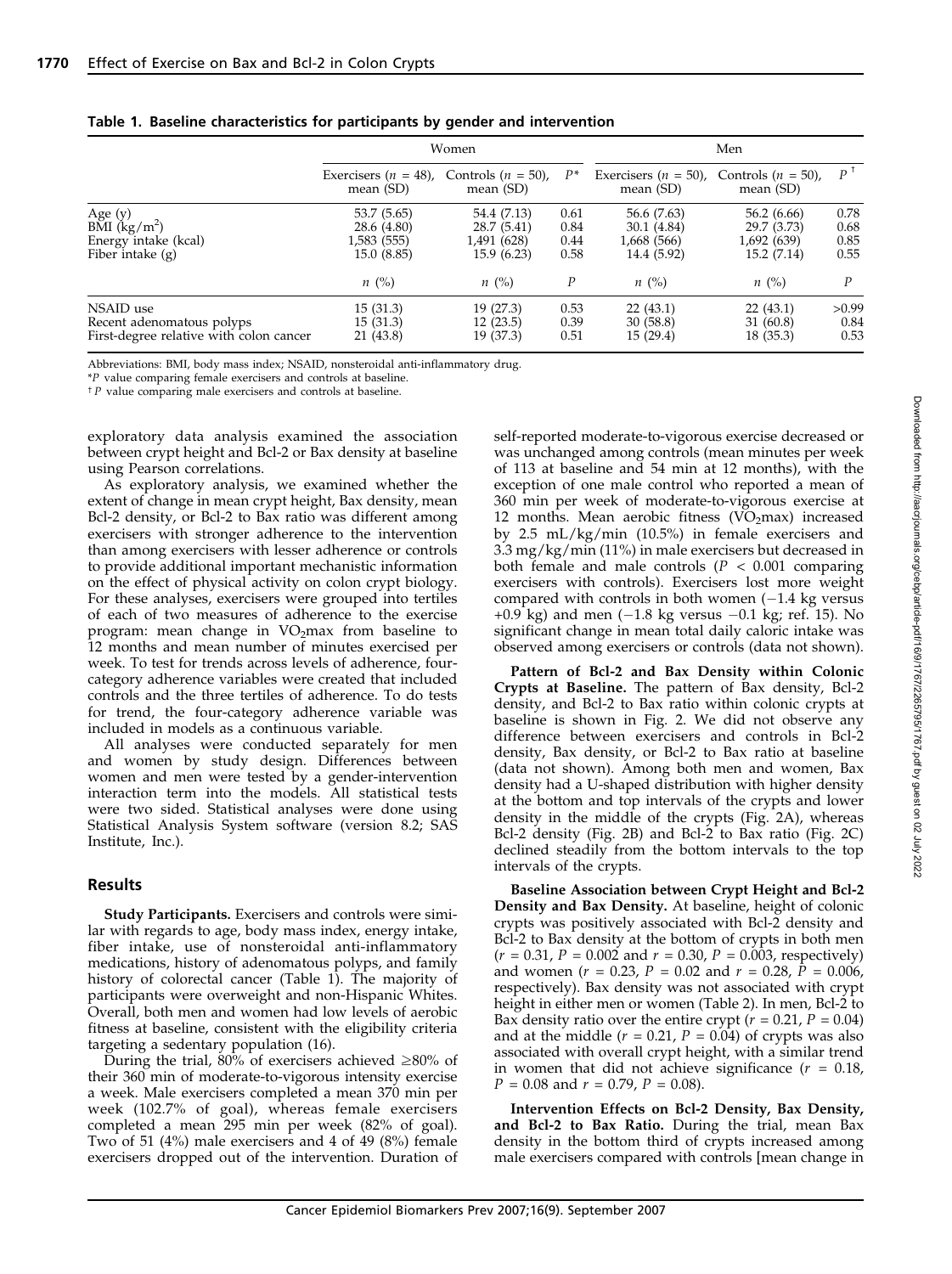**Table 1. Baseline characteristics for participants by gender and intervention**

| | Women | | | Men | | |
|---|---|---|---|---|---|---|
| | Exercisers ($n$ = 48), mean (SD) | Controls ($n$ = 50), mean (SD) | $P$* | Exercisers ($n$ = 50), mean (SD) | Controls ($n$ = 50), mean (SD) | $P$ † |
| Age (y) | 53.7 (5.65) | 54.4 (7.13) | 0.61 | 56.6 (7.63) | 56.2 (6.66) | 0.78 |
| BMI ($kg/m^2$) | 28.6 (4.80) | 28.7 (5.41) | 0.84 | 30.1 (4.84) | 29.7 (3.73) | 0.68 |
| Energy intake (kcal) | 1,583 (555) | 1,491 (628) | 0.44 | 1,668 (566) | 1,692 (639) | 0.85 |
| Fiber intake (g) | 15.0 (8.85) | 15.9 (6.23) | 0.58 | 14.4 (5.92) | 15.2 (7.14) | 0.55 |
| | $n$ (%) | $n$ (%) | $P$ | $n$ (%) | $n$ (%) | $P$ |
| NSAID use | 15 (31.3) | 19 (27.3) | 0.53 | 22 (43.1) | 22 (43.1) | >0.99 |
| Recent adenomatous polyps | 15 (31.3) | 12 (23.5) | 0.39 | 30 (58.8) | 31 (60.8) | 0.84 |
| First-degree relative with colon cancer | 21 (43.8) | 19 (37.3) | 0.51 | 15 (29.4) | 18 (35.3) | 0.53 |

Abbreviations: BMI, body mass index; NSAID, nonsteroidal anti-inflammatory drug.

*$P$ value comparing female exercisers and controls at baseline.

†$P$ value comparing male exercisers and controls at baseline.

exploratory data analysis examined the association between crypt height and Bcl-2 or Bax density at baseline using Pearson correlations.

As exploratory analysis, we examined whether the extent of change in mean crypt height, Bax density, mean Bcl-2 density, or Bcl-2 to Bax ratio was different among exercisers with stronger adherence to the intervention than among exercisers with lesser adherence or controls to provide additional important mechanistic information on the effect of physical activity on colon crypt biology. For these analyses, exercisers were grouped into tertiles of each of two measures of adherence to the exercise program: mean change in $VO_2$max from baseline to 12 months and mean number of minutes exercised per week. To test for trends across levels of adherence, four-category adherence variables were created that included controls and the three tertiles of adherence. To do tests for trend, the four-category adherence variable was included in models as a continuous variable.

All analyses were conducted separately for men and women by study design. Differences between women and men were tested by a gender-intervention interaction term into the models. All statistical tests were two sided. Statistical analyses were done using Statistical Analysis System software (version 8.2; SAS Institute, Inc.).

## Results

**Study Participants.** Exercisers and controls were similar with regards to age, body mass index, energy intake, fiber intake, use of nonsteroidal anti-inflammatory medications, history of adenomatous polyps, and family history of colorectal cancer (Table 1). The majority of participants were overweight and non-Hispanic Whites. Overall, both men and women had low levels of aerobic fitness at baseline, consistent with the eligibility criteria targeting a sedentary population (16).

During the trial, 80% of exercisers achieved ≥80% of their 360 min of moderate-to-vigorous intensity exercise a week. Male exercisers completed a mean 370 min per week (102.7% of goal), whereas female exercisers completed a mean 295 min per week (82% of goal). Two of 51 (4%) male exercisers and 4 of 49 (8%) female exercisers dropped out of the intervention. Duration of self-reported moderate-to-vigorous exercise decreased or was unchanged among controls (mean minutes per week of 113 at baseline and 54 min at 12 months), with the exception of one male control who reported a mean of 360 min per week of moderate-to-vigorous exercise at 12 months. Mean aerobic fitness ($VO_2$max) increased by 2.5 mL/kg/min (10.5%) in female exercisers and 3.3 mg/kg/min (11%) in male exercisers but decreased in both female and male controls ($P$ < 0.001 comparing exercisers with controls). Exercisers lost more weight compared with controls in both women (−1.4 kg versus +0.9 kg) and men (−1.8 kg versus −0.1 kg; ref. 15). No significant change in mean total daily caloric intake was observed among exercisers or controls (data not shown).

**Pattern of Bcl-2 and Bax Density within Colonic Crypts at Baseline.** The pattern of Bax density, Bcl-2 density, and Bcl-2 to Bax ratio within colonic crypts at baseline is shown in Fig. 2. We did not observe any difference between exercisers and controls in Bcl-2 density, Bax density, or Bcl-2 to Bax ratio at baseline (data not shown). Among both men and women, Bax density had a U-shaped distribution with higher density at the bottom and top intervals of the crypts and lower density in the middle of the crypts (Fig. 2A), whereas Bcl-2 density (Fig. 2B) and Bcl-2 to Bax ratio (Fig. 2C) declined steadily from the bottom intervals to the top intervals of the crypts.

**Baseline Association between Crypt Height and Bcl-2 Density and Bax Density.** At baseline, height of colonic crypts was positively associated with Bcl-2 density and Bcl-2 to Bax density at the bottom of crypts in both men ($r$ = 0.31, $P$ = 0.002 and $r$ = 0.30, $P$ = 0.003, respectively) and women ($r$ = 0.23, $P$ = 0.02 and $r$ = 0.28, $P$ = 0.006, respectively). Bax density was not associated with crypt height in either men or women (Table 2). In men, Bcl-2 to Bax density ratio over the entire crypt ($r$ = 0.21, $P$ = 0.04) and at the middle ($r$ = 0.21, $P$ = 0.04) of crypts was also associated with overall crypt height, with a similar trend in women that did not achieve significance ($r$ = 0.18, $P$ = 0.08 and $r$ = 0.79, $P$ = 0.08).

**Intervention Effects on Bcl-2 Density, Bax Density, and Bcl-2 to Bax Ratio.** During the trial, mean Bax density in the bottom third of crypts increased among male exercisers compared with controls [mean change in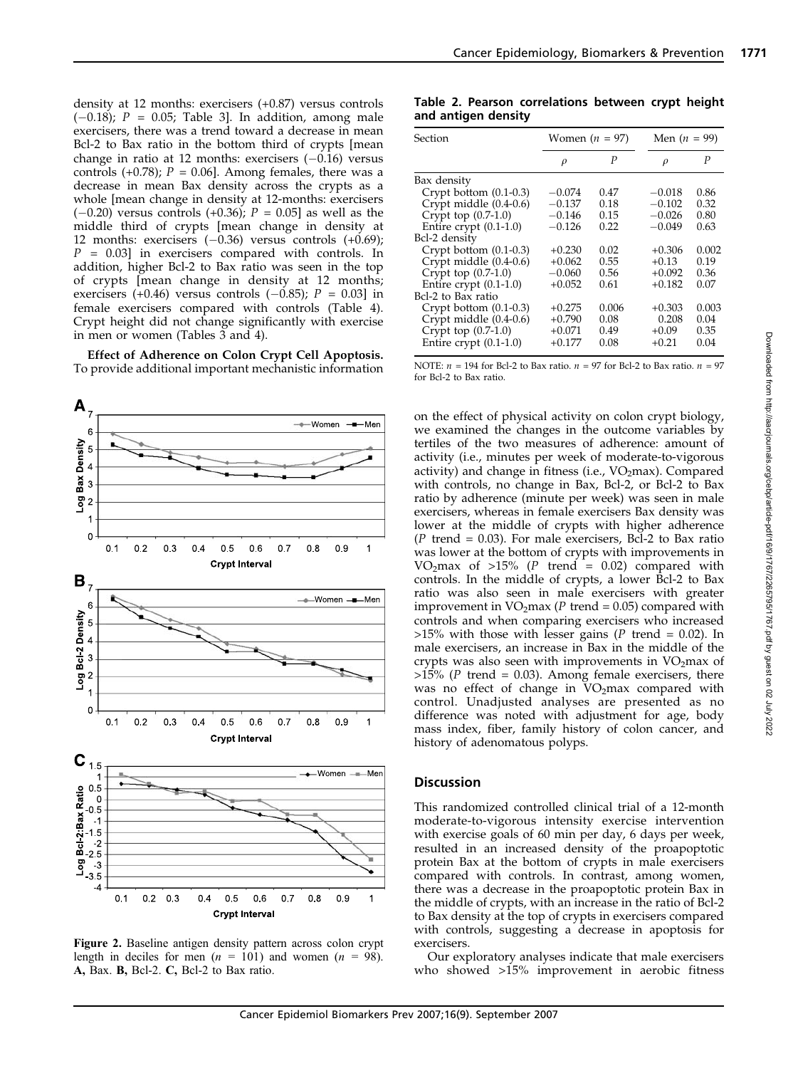density at 12 months: exercisers (+0.87) versus controls (−0.18); $P$ = 0.05; Table 3]. In addition, among male exercisers, there was a trend toward a decrease in mean Bcl-2 to Bax ratio in the bottom third of crypts [mean change in ratio at 12 months: exercisers (−0.16) versus controls (+0.78); $P$ = 0.06]. Among females, there was a decrease in mean Bax density across the crypts as a whole [mean change in density at 12-months: exercisers (−0.20) versus controls (+0.36); $P$ = 0.05] as well as the middle third of crypts [mean change in density at 12 months: exercisers (−0.36) versus controls (+0.69); $P$ = 0.03] in exercisers compared with controls. In addition, higher Bcl-2 to Bax ratio was seen in the top of crypts [mean change in density at 12 months; exercisers (+0.46) versus controls (−0.85); $P$ = 0.03] in female exercisers compared with controls (Table 4). Crypt height did not change significantly with exercise in men or women (Tables 3 and 4).

**Effect of Adherence on Colon Crypt Cell Apoptosis.** To provide additional important mechanistic information on the effect of physical activity on colon crypt biology, we examined the changes in the outcome variables by tertiles of the two measures of adherence: amount of activity (i.e., minutes per week of moderate-to-vigorous activity) and change in fitness (i.e., $VO_2$max). Compared with controls, no change in Bax, Bcl-2, or Bcl-2 to Bax ratio by adherence (minute per week) was seen in male exercisers, whereas in female exercisers Bax density was lower at the middle of crypts with higher adherence ($P$ trend = 0.03). For male exercisers, Bcl-2 to Bax ratio was lower at the bottom of crypts with improvements in $VO_2$max of >15% ($P$ trend = 0.02) compared with controls. In the middle of crypts, a lower Bcl-2 to Bax ratio was also seen in male exercisers with greater improvement in $VO_2$max ($P$ trend = 0.05) compared with controls and when comparing exercisers who increased >15% with those with lesser gains ($P$ trend = 0.02). In male exercisers, an increase in Bax in the middle of the crypts was also seen with improvements in $VO_2$max of >15% ($P$ trend = 0.03). Among female exercisers, there was no effect of change in $VO_2$max compared with control. Unadjusted analyses are presented as no difference was noted with adjustment for age, body mass index, fiber, family history of colon cancer, and history of adenomatous polyps.

**Table 2. Pearson correlations between crypt height and antigen density**

| Section | Women ($n$ = 97) | | Men ($n$ = 99) | |
|---|---|---|---|---|
| | $\rho$ | $P$ | $\rho$ | $P$ |
| Bax density | | | | |
| Crypt bottom (0.1-0.3) | −0.074 | 0.47 | −0.018 | 0.86 |
| Crypt middle (0.4-0.6) | −0.137 | 0.18 | −0.102 | 0.32 |
| Crypt top (0.7-1.0) | −0.146 | 0.15 | −0.026 | 0.80 |
| Entire crypt (0.1-1.0) | −0.126 | 0.22 | −0.049 | 0.63 |
| Bcl-2 density | | | | |
| Crypt bottom (0.1-0.3) | +0.230 | 0.02 | +0.306 | 0.002 |
| Crypt middle (0.4-0.6) | +0.062 | 0.55 | +0.13 | 0.19 |
| Crypt top (0.7-1.0) | −0.060 | 0.56 | +0.092 | 0.36 |
| Entire crypt (0.1-1.0) | +0.052 | 0.61 | +0.182 | 0.07 |
| Bcl-2 to Bax ratio | | | | |
| Crypt bottom (0.1-0.3) | +0.275 | 0.006 | +0.303 | 0.003 |
| Crypt middle (0.4-0.6) | +0.790 | 0.08 | 0.208 | 0.04 |
| Crypt top (0.7-1.0) | +0.071 | 0.49 | +0.09 | 0.35 |
| Entire crypt (0.1-1.0) | +0.177 | 0.08 | +0.21 | 0.04 |

NOTE: $n$ = 194 for Bcl-2 to Bax ratio. $n$ = 97 for Bcl-2 to Bax ratio. $n$ = 97 for Bcl-2 to Bax ratio.

**Figure 2.** Baseline antigen density pattern across colon crypt length in deciles for men ($n$ = 101) and women ($n$ = 98). **A,** Bax. **B,** Bcl-2. **C,** Bcl-2 to Bax ratio.

## Discussion

This randomized controlled clinical trial of a 12-month moderate-to-vigorous intensity exercise intervention with exercise goals of 60 min per day, 6 days per week, resulted in an increased density of the proapoptotic protein Bax at the bottom of crypts in male exercisers compared with controls. In contrast, among women, there was a decrease in the proapoptotic protein Bax in the middle of crypts, with an increase in the ratio of Bcl-2 to Bax density at the top of crypts in exercisers compared with controls, suggesting a decrease in apoptosis for exercisers.

Our exploratory analyses indicate that male exercisers who showed >15% improvement in aerobic fitness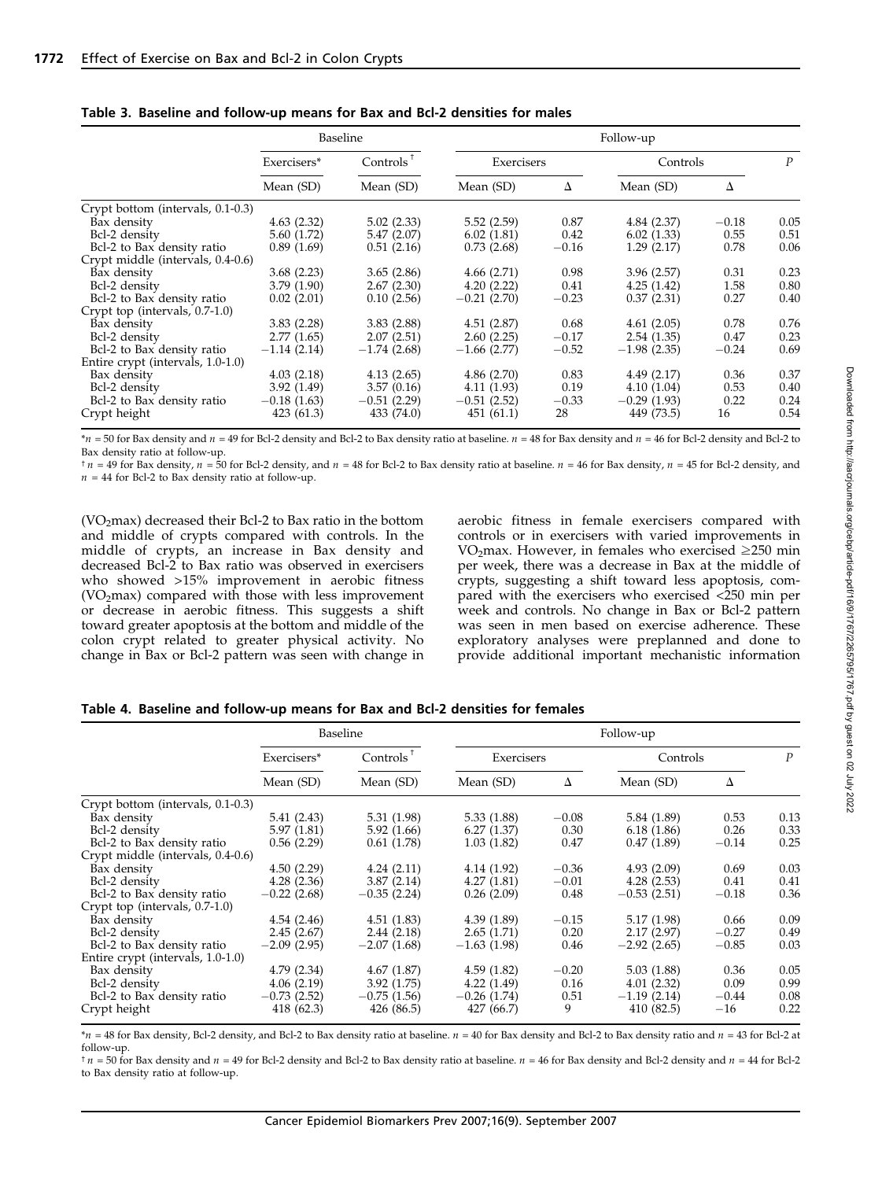**Table 3. Baseline and follow-up means for Bax and Bcl-2 densities for males**

| | Baseline | | Follow-up | | | | |
|---|---|---|---|---|---|---|---|
| | Exercisers* | Controls[†] | Exercisers | | Controls | | *P* |
| | Mean (SD) | Mean (SD) | Mean (SD) | Δ | Mean (SD) | Δ | |
| Crypt bottom (intervals, 0.1-0.3) | | | | | | | |
| Bax density | 4.63 (2.32) | 5.02 (2.33) | 5.52 (2.59) | 0.87 | 4.84 (2.37) | −0.18 | 0.05 |
| Bcl-2 density | 5.60 (1.72) | 5.47 (2.07) | 6.02 (1.81) | 0.42 | 6.02 (1.33) | 0.55 | 0.51 |
| Bcl-2 to Bax density ratio | 0.89 (1.69) | 0.51 (2.16) | 0.73 (2.68) | −0.16 | 1.29 (2.17) | 0.78 | 0.06 |
| Crypt middle (intervals, 0.4-0.6) | | | | | | | |
| Bax density | 3.68 (2.23) | 3.65 (2.86) | 4.66 (2.71) | 0.98 | 3.96 (2.57) | 0.31 | 0.23 |
| Bcl-2 density | 3.79 (1.90) | 2.67 (2.30) | 4.20 (2.22) | 0.41 | 4.25 (1.42) | 1.58 | 0.80 |
| Bcl-2 to Bax density ratio | 0.02 (2.01) | 0.10 (2.56) | −0.21 (2.70) | −0.23 | 0.37 (2.31) | 0.27 | 0.40 |
| Crypt top (intervals, 0.7-1.0) | | | | | | | |
| Bax density | 3.83 (2.28) | 3.83 (2.88) | 4.51 (2.87) | 0.68 | 4.61 (2.05) | 0.78 | 0.76 |
| Bcl-2 density | 2.77 (1.65) | 2.07 (2.51) | 2.60 (2.25) | −0.17 | 2.54 (1.35) | 0.47 | 0.23 |
| Bcl-2 to Bax density ratio | −1.14 (2.14) | −1.74 (2.68) | −1.66 (2.77) | −0.52 | −1.98 (2.35) | −0.24 | 0.69 |
| Entire crypt (intervals, 1.0-1.0) | | | | | | | |
| Bax density | 4.03 (2.18) | 4.13 (2.65) | 4.86 (2.70) | 0.83 | 4.49 (2.17) | 0.36 | 0.37 |
| Bcl-2 density | 3.92 (1.49) | 3.57 (0.16) | 4.11 (1.93) | 0.19 | 4.10 (1.04) | 0.53 | 0.40 |
| Bcl-2 to Bax density ratio | −0.18 (1.63) | −0.51 (2.29) | −0.51 (2.52) | −0.33 | −0.29 (1.93) | 0.22 | 0.24 |
| Crypt height | 423 (61.3) | 433 (74.0) | 451 (61.1) | 28 | 449 (73.5) | 16 | 0.54 |

*$n$ = 50 for Bax density and $n$ = 49 for Bcl-2 density and Bcl-2 to Bax density ratio at baseline. $n$ = 48 for Bax density and $n$ = 46 for Bcl-2 density and Bcl-2 to Bax density ratio at follow-up.

[†] $n$ = 49 for Bax density, $n$ = 50 for Bcl-2 density, and $n$ = 48 for Bcl-2 to Bax density ratio at baseline. $n$ = 46 for Bax density, $n$ = 45 for Bcl-2 density, and $n$ = 44 for Bcl-2 to Bax density ratio at follow-up.

($VO_2$max) decreased their Bcl-2 to Bax ratio in the bottom and middle of crypts compared with controls. In the middle of crypts, an increase in Bax density and decreased Bcl-2 to Bax ratio was observed in exercisers who showed >15% improvement in aerobic fitness ($VO_2$max) compared with those with less improvement or decrease in aerobic fitness. This suggests a shift toward greater apoptosis at the bottom and middle of the colon crypt related to greater physical activity. No change in Bax or Bcl-2 pattern was seen with change in aerobic fitness in female exercisers compared with controls or in exercisers with varied improvements in $VO_2$max. However, in females who exercised ≥250 min per week, there was a decrease in Bax at the middle of crypts, suggesting a shift toward less apoptosis, compared with the exercisers who exercised <250 min per week and controls. No change in Bax or Bcl-2 pattern was seen in men based on exercise adherence. These exploratory analyses were preplanned and done to provide additional important mechanistic information

**Table 4. Baseline and follow-up means for Bax and Bcl-2 densities for females**

| | Baseline | | Follow-up | | | | |
|---|---|---|---|---|---|---|---|
| | Exercisers* | Controls[†] | Exercisers | | Controls | | *P* |
| | Mean (SD) | Mean (SD) | Mean (SD) | Δ | Mean (SD) | Δ | |
| Crypt bottom (intervals, 0.1-0.3) | | | | | | | |
| Bax density | 5.41 (2.43) | 5.31 (1.98) | 5.33 (1.88) | −0.08 | 5.84 (1.89) | 0.53 | 0.13 |
| Bcl-2 density | 5.97 (1.81) | 5.92 (1.66) | 6.27 (1.37) | 0.30 | 6.18 (1.86) | 0.26 | 0.33 |
| Bcl-2 to Bax density ratio | 0.56 (2.29) | 0.61 (1.78) | 1.03 (1.82) | 0.47 | 0.47 (1.89) | −0.14 | 0.25 |
| Crypt middle (intervals, 0.4-0.6) | | | | | | | |
| Bax density | 4.50 (2.29) | 4.24 (2.11) | 4.14 (1.92) | −0.36 | 4.93 (2.09) | 0.69 | 0.03 |
| Bcl-2 density | 4.28 (2.36) | 3.87 (2.14) | 4.27 (1.81) | −0.01 | 4.28 (2.53) | 0.41 | 0.41 |
| Bcl-2 to Bax density ratio | −0.22 (2.68) | −0.35 (2.24) | 0.26 (2.09) | 0.48 | −0.53 (2.51) | −0.18 | 0.36 |
| Crypt top (intervals, 0.7-1.0) | | | | | | | |
| Bax density | 4.54 (2.46) | 4.51 (1.83) | 4.39 (1.89) | −0.15 | 5.17 (1.98) | 0.66 | 0.09 |
| Bcl-2 density | 2.45 (2.67) | 2.44 (2.18) | 2.65 (1.71) | 0.20 | 2.17 (2.97) | −0.27 | 0.49 |
| Bcl-2 to Bax density ratio | −2.09 (2.95) | −2.07 (1.68) | −1.63 (1.98) | 0.46 | −2.92 (2.65) | −0.85 | 0.03 |
| Entire crypt (intervals, 1.0-1.0) | | | | | | | |
| Bax density | 4.79 (2.34) | 4.67 (1.87) | 4.59 (1.82) | −0.20 | 5.03 (1.88) | 0.36 | 0.05 |
| Bcl-2 density | 4.06 (2.19) | 3.92 (1.75) | 4.22 (1.49) | 0.16 | 4.01 (2.32) | 0.09 | 0.99 |
| Bcl-2 to Bax density ratio | −0.73 (2.52) | −0.75 (1.56) | −0.26 (1.74) | 0.51 | −1.19 (2.14) | −0.44 | 0.08 |
| Crypt height | 418 (62.3) | 426 (86.5) | 427 (66.7) | 9 | 410 (82.5) | −16 | 0.22 |

*$n$ = 48 for Bax density, Bcl-2 density, and Bcl-2 to Bax density ratio at baseline. $n$ = 40 for Bax density and Bcl-2 to Bax density ratio and $n$ = 43 for Bcl-2 at follow-up.

[†] $n$ = 50 for Bax density and $n$ = 49 for Bcl-2 density and Bcl-2 to Bax density ratio at baseline. $n$ = 46 for Bax density and Bcl-2 density and $n$ = 44 for Bcl-2 to Bax density ratio at follow-up.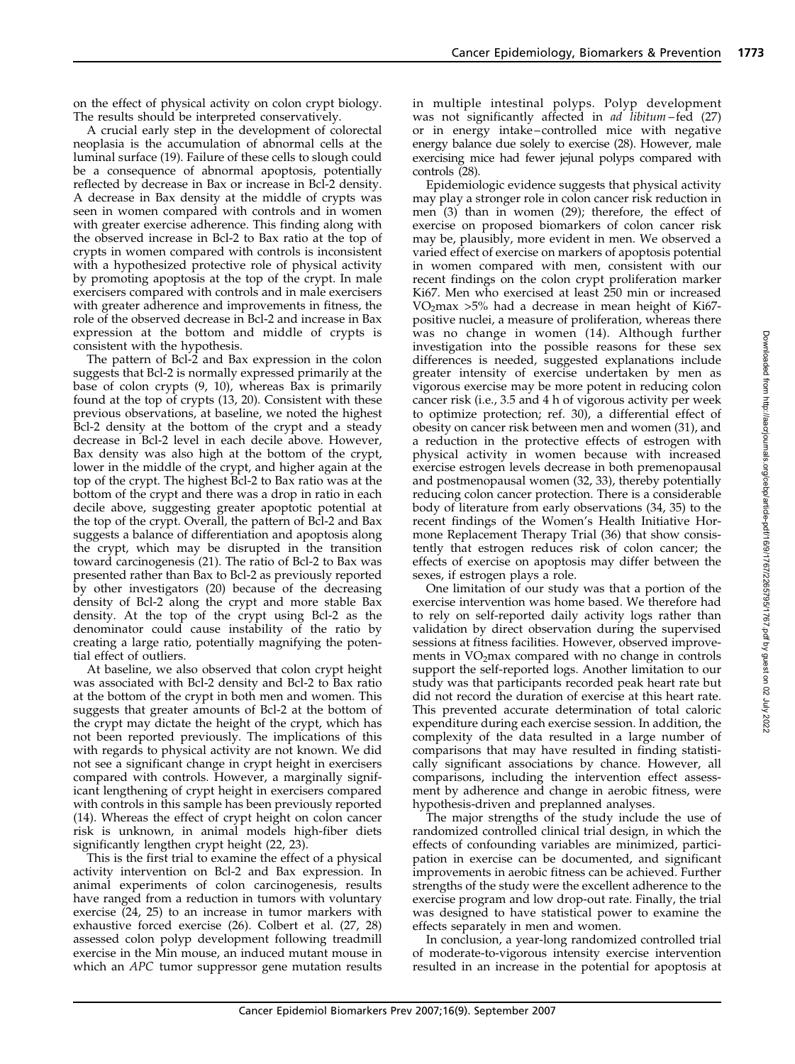on the effect of physical activity on colon crypt biology. The results should be interpreted conservatively.

A crucial early step in the development of colorectal neoplasia is the accumulation of abnormal cells at the luminal surface (19). Failure of these cells to slough could be a consequence of abnormal apoptosis, potentially reflected by decrease in Bax or increase in Bcl-2 density. A decrease in Bax density at the middle of crypts was seen in women compared with controls and in women with greater exercise adherence. This finding along with the observed increase in Bcl-2 to Bax ratio at the top of crypts in women compared with controls is inconsistent with a hypothesized protective role of physical activity by promoting apoptosis at the top of the crypt. In male exercisers compared with controls and in male exercisers with greater adherence and improvements in fitness, the role of the observed decrease in Bcl-2 and increase in Bax expression at the bottom and middle of crypts is consistent with the hypothesis.

The pattern of Bcl-2 and Bax expression in the colon suggests that Bcl-2 is normally expressed primarily at the base of colon crypts (9, 10), whereas Bax is primarily found at the top of crypts (13, 20). Consistent with these previous observations, at baseline, we noted the highest Bcl-2 density at the bottom of the crypt and a steady decrease in Bcl-2 level in each decile above. However, Bax density was also high at the bottom of the crypt, lower in the middle of the crypt, and higher again at the top of the crypt. The highest Bcl-2 to Bax ratio was at the bottom of the crypt and there was a drop in ratio in each decile above, suggesting greater apoptotic potential at the top of the crypt. Overall, the pattern of Bcl-2 and Bax suggests a balance of differentiation and apoptosis along the crypt, which may be disrupted in the transition toward carcinogenesis (21). The ratio of Bcl-2 to Bax was presented rather than Bax to Bcl-2 as previously reported by other investigators (20) because of the decreasing density of Bcl-2 along the crypt and more stable Bax density. At the top of the crypt using Bcl-2 as the denominator could cause instability of the ratio by creating a large ratio, potentially magnifying the potential effect of outliers.

At baseline, we also observed that colon crypt height was associated with Bcl-2 density and Bcl-2 to Bax ratio at the bottom of the crypt in both men and women. This suggests that greater amounts of Bcl-2 at the bottom of the crypt may dictate the height of the crypt, which has not been reported previously. The implications of this with regards to physical activity are not known. We did not see a significant change in crypt height in exercisers compared with controls. However, a marginally significant lengthening of crypt height in exercisers compared with controls in this sample has been previously reported (14). Whereas the effect of crypt height on colon cancer risk is unknown, in animal models high-fiber diets significantly lengthen crypt height (22, 23).

This is the first trial to examine the effect of a physical activity intervention on Bcl-2 and Bax expression. In animal experiments of colon carcinogenesis, results have ranged from a reduction in tumors with voluntary exercise (24, 25) to an increase in tumor markers with exhaustive forced exercise (26). Colbert et al. (27, 28) assessed colon polyp development following treadmill exercise in the Min mouse, an induced mutant mouse in which an *APC* tumor suppressor gene mutation results in multiple intestinal polyps. Polyp development was not significantly affected in *ad libitum*–fed (27) or in energy intake–controlled mice with negative energy balance due solely to exercise (28). However, male exercising mice had fewer jejunal polyps compared with controls (28).

Epidemiologic evidence suggests that physical activity may play a stronger role in colon cancer risk reduction in men (3) than in women (29); therefore, the effect of exercise on proposed biomarkers of colon cancer risk may be, plausibly, more evident in men. We observed a varied effect of exercise on markers of apoptosis potential in women compared with men, consistent with our recent findings on the colon crypt proliferation marker Ki67. Men who exercised at least 250 min or increased $VO_2$max >5% had a decrease in mean height of Ki67-positive nuclei, a measure of proliferation, whereas there was no change in women (14). Although further investigation into the possible reasons for these sex differences is needed, suggested explanations include greater intensity of exercise undertaken by men as vigorous exercise may be more potent in reducing colon cancer risk (i.e., 3.5 and 4 h of vigorous activity per week to optimize protection; ref. 30), a differential effect of obesity on cancer risk between men and women (31), and a reduction in the protective effects of estrogen with physical activity in women because with increased exercise estrogen levels decrease in both premenopausal and postmenopausal women (32, 33), thereby potentially reducing colon cancer protection. There is a considerable body of literature from early observations (34, 35) to the recent findings of the Women's Health Initiative Hormone Replacement Therapy Trial (36) that show consistently that estrogen reduces risk of colon cancer; the effects of exercise on apoptosis may differ between the sexes, if estrogen plays a role.

One limitation of our study was that a portion of the exercise intervention was home based. We therefore had to rely on self-reported daily activity logs rather than validation by direct observation during the supervised sessions at fitness facilities. However, observed improvements in $VO_2$max compared with no change in controls support the self-reported logs. Another limitation to our study was that participants recorded peak heart rate but did not record the duration of exercise at this heart rate. This prevented accurate determination of total caloric expenditure during each exercise session. In addition, the complexity of the data resulted in a large number of comparisons that may have resulted in finding statistically significant associations by chance. However, all comparisons, including the intervention effect assessment by adherence and change in aerobic fitness, were hypothesis-driven and preplanned analyses.

The major strengths of the study include the use of randomized controlled clinical trial design, in which the effects of confounding variables are minimized, participation in exercise can be documented, and significant improvements in aerobic fitness can be achieved. Further strengths of the study were the excellent adherence to the exercise program and low drop-out rate. Finally, the trial was designed to have statistical power to examine the effects separately in men and women.

In conclusion, a year-long randomized controlled trial of moderate-to-vigorous intensity exercise intervention resulted in an increase in the potential for apoptosis at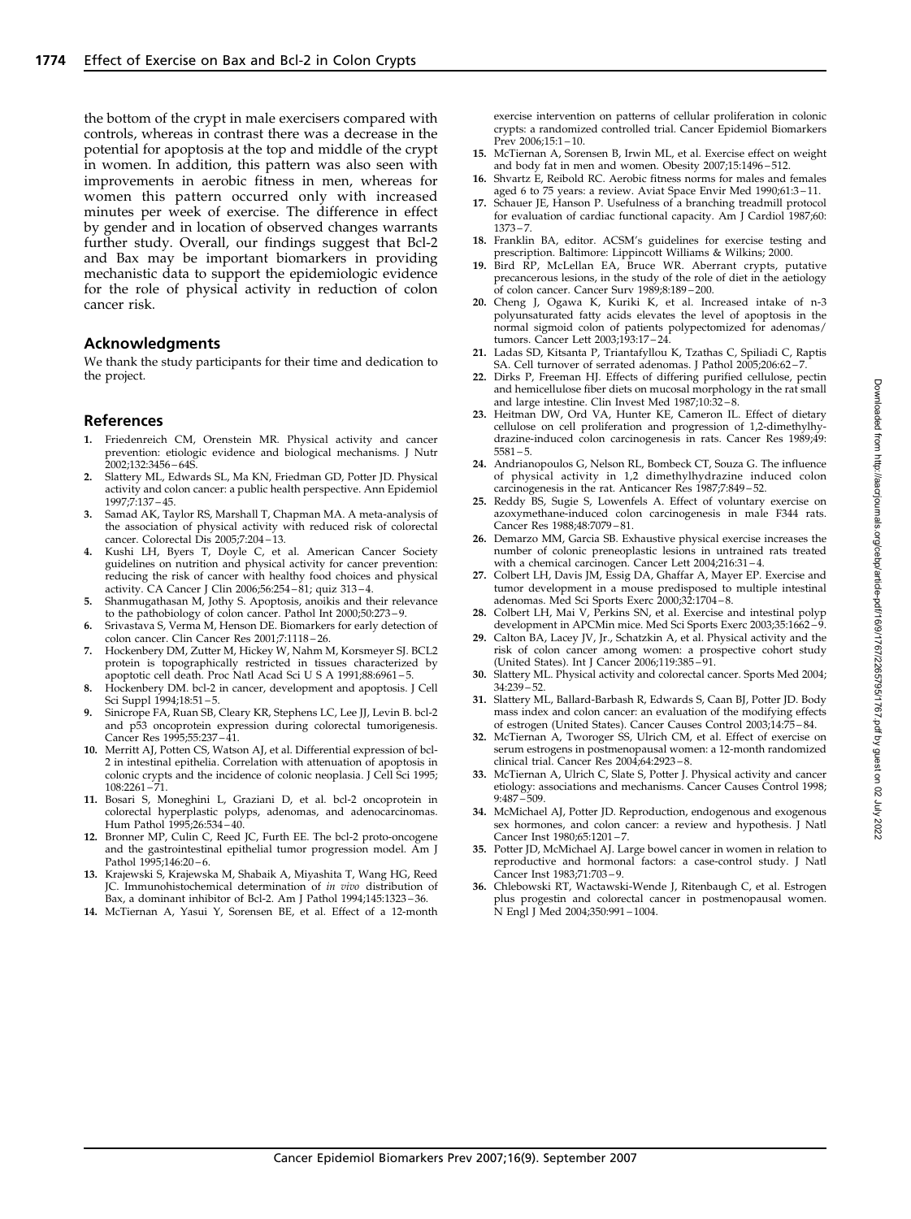the bottom of the crypt in male exercisers compared with controls, whereas in contrast there was a decrease in the potential for apoptosis at the top and middle of the crypt in women. In addition, this pattern was also seen with improvements in aerobic fitness in men, whereas for women this pattern occurred only with increased minutes per week of exercise. The difference in effect by gender and in location of observed changes warrants further study. Overall, our findings suggest that Bcl-2 and Bax may be important biomarkers in providing mechanistic data to support the epidemiologic evidence for the role of physical activity in reduction of colon cancer risk.

## Acknowledgments

We thank the study participants for their time and dedication to the project.

## References

1. Friedenreich CM, Orenstein MR. Physical activity and cancer prevention: etiologic evidence and biological mechanisms. J Nutr 2002;132:3456–64S.
2. Slattery ML, Edwards SL, Ma KN, Friedman GD, Potter JD. Physical activity and colon cancer: a public health perspective. Ann Epidemiol 1997;7:137–45.
3. Samad AK, Taylor RS, Marshall T, Chapman MA. A meta-analysis of the association of physical activity with reduced risk of colorectal cancer. Colorectal Dis 2005;7:204–13.
4. Kushi LH, Byers T, Doyle C, et al. American Cancer Society guidelines on nutrition and physical activity for cancer prevention: reducing the risk of cancer with healthy food choices and physical activity. CA Cancer J Clin 2006;56:254–81; quiz 313–4.
5. Shanmugathasan M, Jothy S. Apoptosis, anoikis and their relevance to the pathobiology of colon cancer. Pathol Int 2000;50:273–9.
6. Srivastava S, Verma M, Henson DE. Biomarkers for early detection of colon cancer. Clin Cancer Res 2001;7:1118–26.
7. Hockenbery DM, Zutter M, Hickey W, Nahm M, Korsmeyer SJ. BCL2 protein is topographically restricted in tissues characterized by apoptotic cell death. Proc Natl Acad Sci U S A 1991;88:6961–5.
8. Hockenbery DM. bcl-2 in cancer, development and apoptosis. J Cell Sci Suppl 1994;18:51–5.
9. Sinicrope FA, Ruan SB, Cleary KR, Stephens LC, Lee JJ, Levin B. bcl-2 and p53 oncoprotein expression during colorectal tumorigenesis. Cancer Res 1995;55:237–41.
10. Merritt AJ, Potten CS, Watson AJ, et al. Differential expression of bcl-2 in intestinal epithelia. Correlation with attenuation of apoptosis in colonic crypts and the incidence of colonic neoplasia. J Cell Sci 1995;108:2261–71.
11. Bosari S, Moneghini L, Graziani D, et al. bcl-2 oncoprotein in colorectal hyperplastic polyps, adenomas, and adenocarcinomas. Hum Pathol 1995;26:534–40.
12. Bronner MP, Culin C, Reed JC, Furth EE. The bcl-2 proto-oncogene and the gastrointestinal epithelial tumor progression model. Am J Pathol 1995;146:20–6.
13. Krajewski S, Krajewska M, Shabaik A, Miyashita T, Wang HG, Reed JC. Immunohistochemical determination of *in vivo* distribution of Bax, a dominant inhibitor of Bcl-2. Am J Pathol 1994;145:1323–36.
14. McTiernan A, Yasui Y, Sorensen BE, et al. Effect of a 12-month exercise intervention on patterns of cellular proliferation in colonic crypts: a randomized controlled trial. Cancer Epidemiol Biomarkers Prev 2006;15:1–10.
15. McTiernan A, Sorensen B, Irwin ML, et al. Exercise effect on weight and body fat in men and women. Obesity 2007;15:1496–512.
16. Shvartz E, Reibold RC. Aerobic fitness norms for males and females aged 6 to 75 years: a review. Aviat Space Envir Med 1990;61:3–11.
17. Schauer JE, Hanson P. Usefulness of a branching treadmill protocol for evaluation of cardiac functional capacity. Am J Cardiol 1987;60:1373–7.
18. Franklin BA, editor. ACSM's guidelines for exercise testing and prescription. Baltimore: Lippincott Williams & Wilkins; 2000.
19. Bird RP, McLellan EA, Bruce WR. Aberrant crypts, putative precancerous lesions, in the study of the role of diet in the aetiology of colon cancer. Cancer Surv 1989;8:189–200.
20. Cheng J, Ogawa K, Kuriki K, et al. Increased intake of n-3 polyunsaturated fatty acids elevates the level of apoptosis in the normal sigmoid colon of patients polypectomized for adenomas/tumors. Cancer Lett 2003;193:17–24.
21. Ladas SD, Kitsanta P, Triantafyllou K, Tzathas C, Spiliadi C, Raptis SA. Cell turnover of serrated adenomas. J Pathol 2005;206:62–7.
22. Dirks P, Freeman HJ. Effects of differing purified cellulose, pectin and hemicellulose fiber diets on mucosal morphology in the rat small and large intestine. Clin Invest Med 1987;10:32–8.
23. Heitman DW, Ord VA, Hunter KE, Cameron IL. Effect of dietary cellulose on cell proliferation and progression of 1,2-dimethylhydrazine-induced colon carcinogenesis in rats. Cancer Res 1989;49:5581–5.
24. Andrianopoulos G, Nelson RL, Bombeck CT, Souza G. The influence of physical activity in 1,2 dimethylhydrazine induced colon carcinogenesis in the rat. Anticancer Res 1987;7:849–52.
25. Reddy BS, Sugie S, Lowenfels A. Effect of voluntary exercise on azoxymethane-induced colon carcinogenesis in male F344 rats. Cancer Res 1988;48:7079–81.
26. Demarzo MM, Garcia SB. Exhaustive physical exercise increases the number of colonic preneoplastic lesions in untrained rats treated with a chemical carcinogen. Cancer Lett 2004;216:31–4.
27. Colbert LH, Davis JM, Essig DA, Ghaffar A, Mayer EP. Exercise and tumor development in a mouse predisposed to multiple intestinal adenomas. Med Sci Sports Exerc 2000;32:1704–8.
28. Colbert LH, Mai V, Perkins SN, et al. Exercise and intestinal polyp development in APCMin mice. Med Sci Sports Exerc 2003;35:1662–9.
29. Calton BA, Lacey JV, Jr., Schatzkin A, et al. Physical activity and the risk of colon cancer among women: a prospective cohort study (United States). Int J Cancer 2006;119:385–91.
30. Slattery ML. Physical activity and colorectal cancer. Sports Med 2004;34:239–52.
31. Slattery ML, Ballard-Barbash R, Edwards S, Caan BJ, Potter JD. Body mass index and colon cancer: an evaluation of the modifying effects of estrogen (United States). Cancer Causes Control 2003;14:75–84.
32. McTiernan A, Tworoger SS, Ulrich CM, et al. Effect of exercise on serum estrogens in postmenopausal women: a 12-month randomized clinical trial. Cancer Res 2004;64:2923–8.
33. McTiernan A, Ulrich C, Slate S, Potter J. Physical activity and cancer etiology: associations and mechanisms. Cancer Causes Control 1998;9:487–509.
34. McMichael AJ, Potter JD. Reproduction, endogenous and exogenous sex hormones, and colon cancer: a review and hypothesis. J Natl Cancer Inst 1980;65:1201–7.
35. Potter JD, McMichael AJ. Large bowel cancer in women in relation to reproductive and hormonal factors: a case-control study. J Natl Cancer Inst 1983;71:703–9.
36. Chlebowski RT, Wactawski-Wende J, Ritenbaugh C, et al. Estrogen plus progestin and colorectal cancer in postmenopausal women. N Engl J Med 2004;350:991–1004.